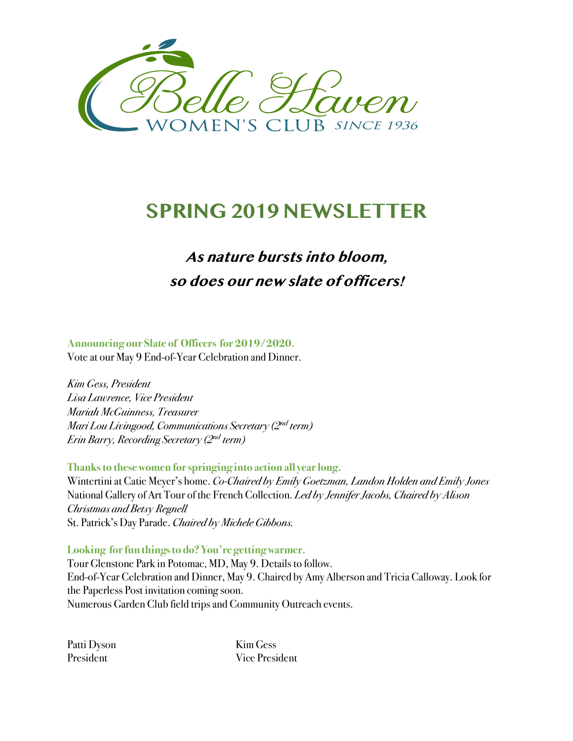Belle Haven
WOMEN'S CLUB *SINCE 1936*

# SPRING 2019 NEWSLETTER

## *As nature bursts into bloom, so does our new slate of officers!*

**Announcing our Slate of Officers for 2019/2020.**
Vote at our May 9 End-of-Year Celebration and Dinner.

*Kim Gess, President*
*Lisa Lawrence, Vice President*
*Mariah McGuinness, Treasurer*
*Mari Lou Livingood, Communications Secretary (2nd term)*
*Erin Barry, Recording Secretary (2nd term)*

**Thanks to these women for springing into action all year long.**
Wintertini at Catie Meyer's home. *Co-Chaired by Emily Goetzman, Landon Holden and Emily Jones*
National Gallery of Art Tour of the French Collection. *Led by Jennifer Jacobs, Chaired by Alison Christmas and Betsy Regnell*
St. Patrick's Day Parade. *Chaired by Michele Gibbons.*

**Looking for fun things to do? You're getting warmer.**
Tour Glenstone Park in Potomac, MD, May 9. Details to follow.
End-of-Year Celebration and Dinner, May 9. Chaired by Amy Alberson and Tricia Calloway. Look for the Paperless Post invitation coming soon.
Numerous Garden Club field trips and Community Outreach events.

Patti Dyson
President

Kim Gess
Vice President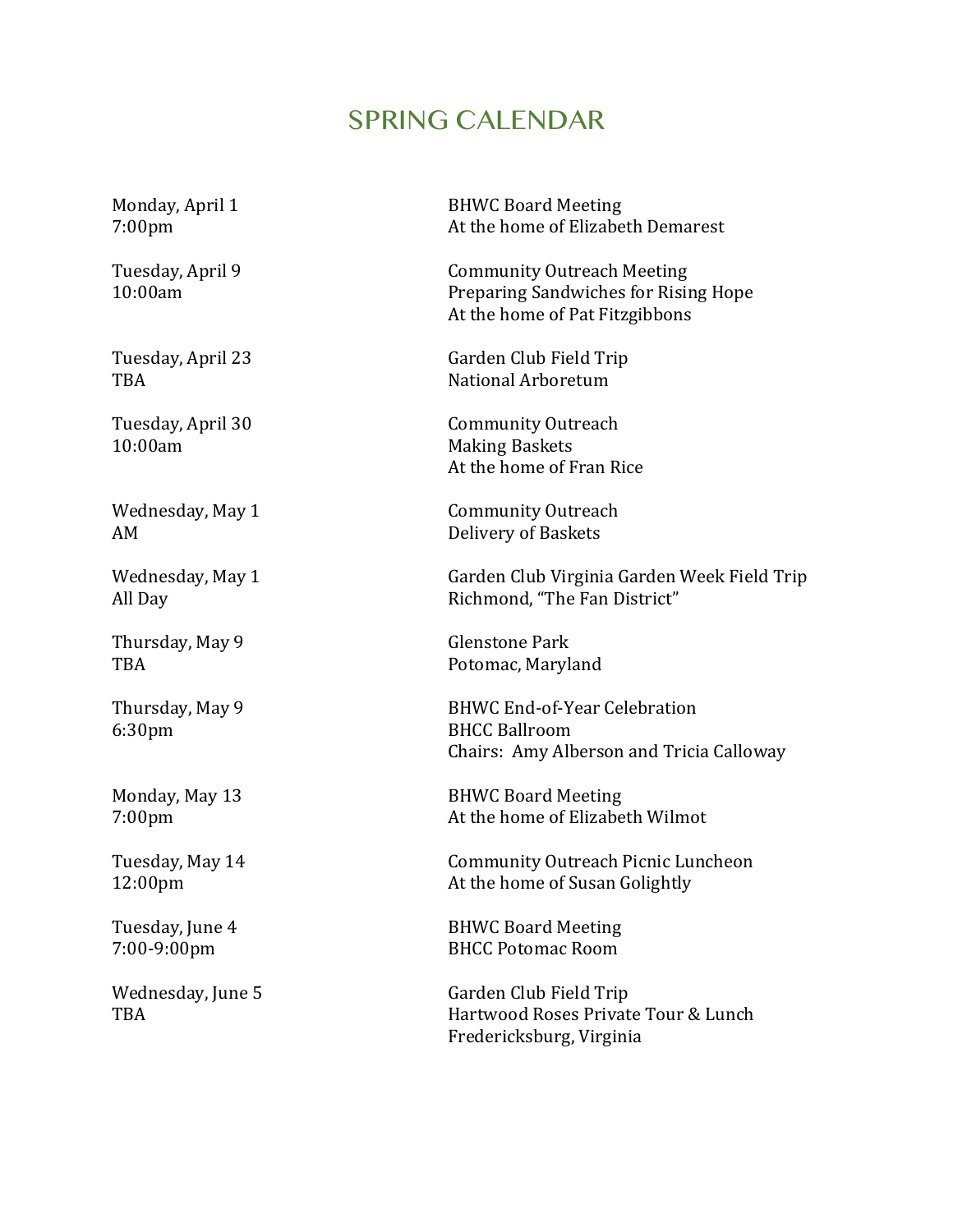# SPRING CALENDAR

| | |
|---|---|
| Monday, April 1<br>7:00pm | BHWC Board Meeting<br>At the home of Elizabeth Demarest |
| Tuesday, April 9<br>10:00am | Community Outreach Meeting<br>Preparing Sandwiches for Rising Hope<br>At the home of Pat Fitzgibbons |
| Tuesday, April 23<br>TBA | Garden Club Field Trip<br>National Arboretum |
| Tuesday, April 30<br>10:00am | Community Outreach<br>Making Baskets<br>At the home of Fran Rice |
| Wednesday, May 1<br>AM | Community Outreach<br>Delivery of Baskets |
| Wednesday, May 1<br>All Day | Garden Club Virginia Garden Week Field Trip<br>Richmond, "The Fan District" |
| Thursday, May 9<br>TBA | Glenstone Park<br>Potomac, Maryland |
| Thursday, May 9<br>6:30pm | BHWC End-of-Year Celebration<br>BHCC Ballroom<br>Chairs: Amy Alberson and Tricia Calloway |
| Monday, May 13<br>7:00pm | BHWC Board Meeting<br>At the home of Elizabeth Wilmot |
| Tuesday, May 14<br>12:00pm | Community Outreach Picnic Luncheon<br>At the home of Susan Golightly |
| Tuesday, June 4<br>7:00-9:00pm | BHWC Board Meeting<br>BHCC Potomac Room |
| Wednesday, June 5<br>TBA | Garden Club Field Trip<br>Hartwood Roses Private Tour & Lunch<br>Fredericksburg, Virginia |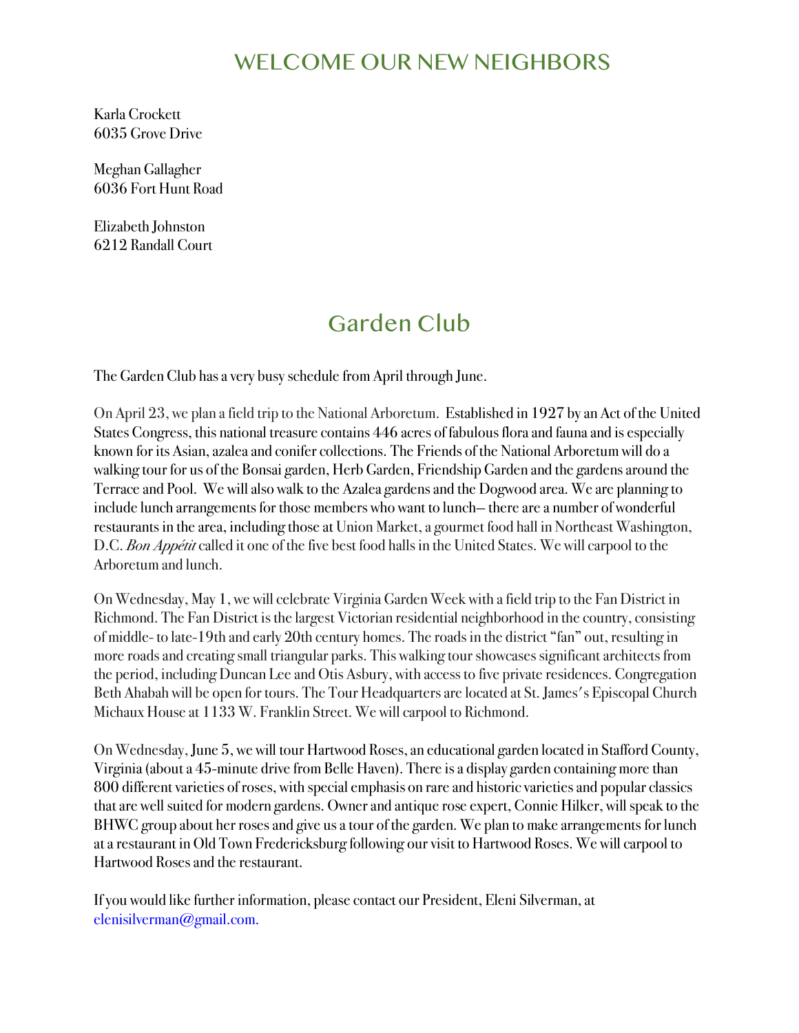# WELCOME OUR NEW NEIGHBORS

Karla Crockett
6035 Grove Drive

Meghan Gallagher
6036 Fort Hunt Road

Elizabeth Johnston
6212 Randall Court

# Garden Club

The Garden Club has a very busy schedule from April through June.

On April 23, we plan a field trip to the National Arboretum. Established in 1927 by an Act of the United States Congress, this national treasure contains 446 acres of fabulous flora and fauna and is especially known for its Asian, azalea and conifer collections. The Friends of the National Arboretum will do a walking tour for us of the Bonsai garden, Herb Garden, Friendship Garden and the gardens around the Terrace and Pool. We will also walk to the Azalea gardens and the Dogwood area. We are planning to include lunch arrangements for those members who want to lunch– there are a number of wonderful restaurants in the area, including those at Union Market, a gourmet food hall in Northeast Washington, D.C. *Bon Appétit* called it one of the five best food halls in the United States. We will carpool to the Arboretum and lunch.

On Wednesday, May 1, we will celebrate Virginia Garden Week with a field trip to the Fan District in Richmond. The Fan District is the largest Victorian residential neighborhood in the country, consisting of middle- to late-19th and early 20th century homes. The roads in the district "fan" out, resulting in more roads and creating small triangular parks. This walking tour showcases significant architects from the period, including Duncan Lee and Otis Asbury, with access to five private residences. Congregation Beth Ahabah will be open for tours. The Tour Headquarters are located at St. James's Episcopal Church Michaux House at 1133 W. Franklin Street. We will carpool to Richmond.

On Wednesday, June 5, we will tour Hartwood Roses, an educational garden located in Stafford County, Virginia (about a 45-minute drive from Belle Haven). There is a display garden containing more than 800 different varieties of roses, with special emphasis on rare and historic varieties and popular classics that are well suited for modern gardens. Owner and antique rose expert, Connie Hilker, will speak to the BHWC group about her roses and give us a tour of the garden. We plan to make arrangements for lunch at a restaurant in Old Town Fredericksburg following our visit to Hartwood Roses. We will carpool to Hartwood Roses and the restaurant.

If you would like further information, please contact our President, Eleni Silverman, at elenisilverman@gmail.com.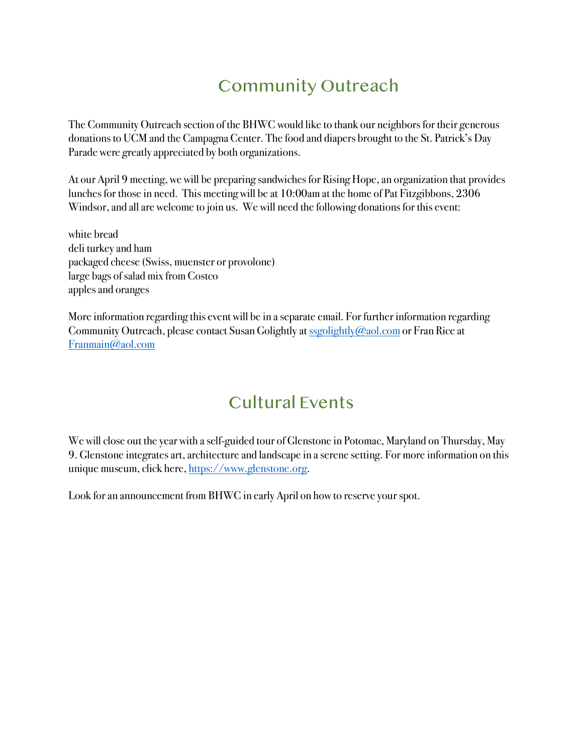## Community Outreach

The Community Outreach section of the BHWC would like to thank our neighbors for their generous donations to UCM and the Campagna Center. The food and diapers brought to the St. Patrick's Day Parade were greatly appreciated by both organizations.

At our April 9 meeting, we will be preparing sandwiches for Rising Hope, an organization that provides lunches for those in need. This meeting will be at 10:00am at the home of Pat Fitzgibbons, 2306 Windsor, and all are welcome to join us. We will need the following donations for this event:

white bread
deli turkey and ham
packaged cheese (Swiss, muenster or provolone)
large bags of salad mix from Costco
apples and oranges

More information regarding this event will be in a separate email. For further information regarding Community Outreach, please contact Susan Golightly at ssgolightly@aol.com or Fran Rice at Franmain@aol.com

## Cultural Events

We will close out the year with a self-guided tour of Glenstone in Potomac, Maryland on Thursday, May 9. Glenstone integrates art, architecture and landscape in a serene setting. For more information on this unique museum, click here, https://www.glenstone.org.

Look for an announcement from BHWC in early April on how to reserve your spot.